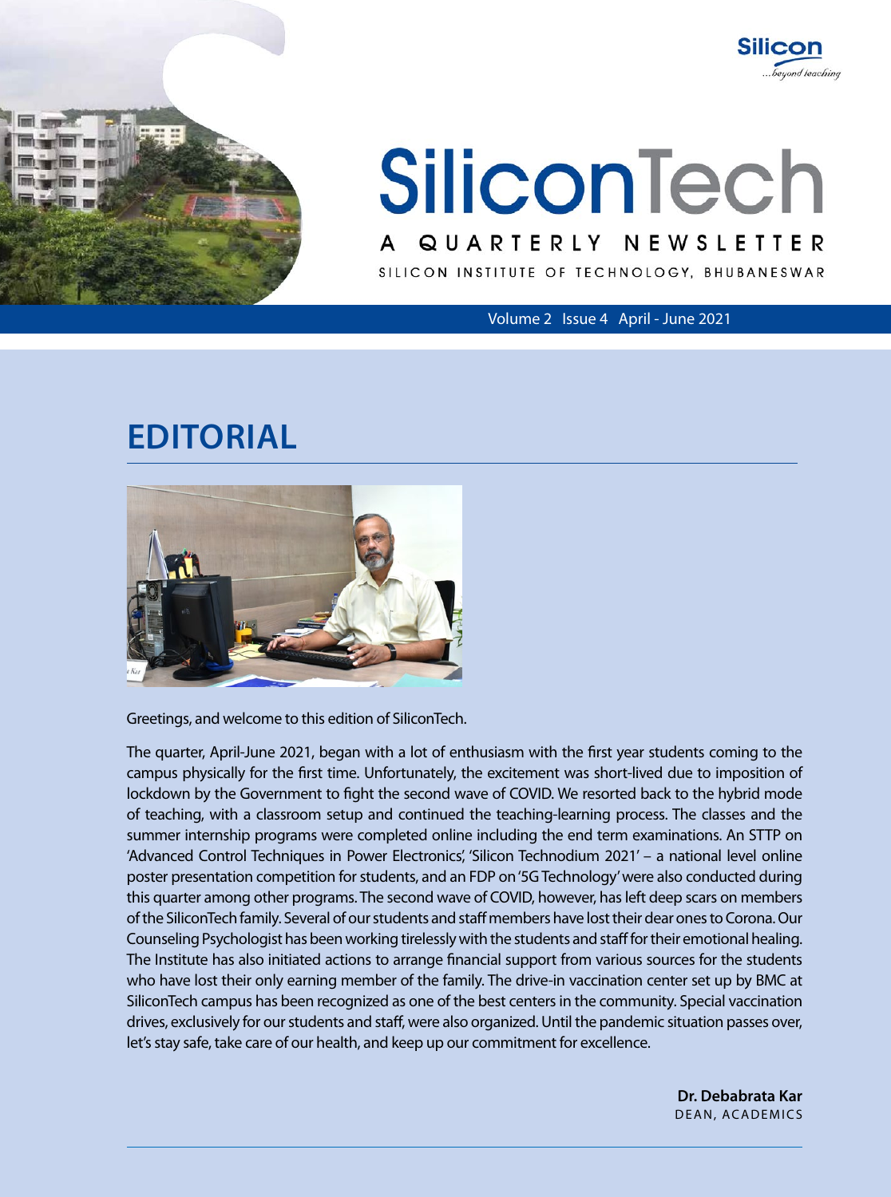# SiliconTech

## A QUARTERLY NEWSLETTER

SILICON INSTITUTE OF TECHNOLOGY, BHUBANESWAR

Volume 2 Issue 4 April - June 2021

## EDITORIAL

Greetings, and welcome to this edition of SiliconTech.

The quarter, April-June 2021, began with a lot of enthusiasm with the first year students coming to the campus physically for the first time. Unfortunately, the excitement was short-lived due to imposition of lockdown by the Government to fight the second wave of COVID. We resorted back to the hybrid mode of teaching, with a classroom setup and continued the teaching-learning process. The classes and the summer internship programs were completed online including the end term examinations. An STTP on 'Advanced Control Techniques in Power Electronics', 'Silicon Technodium 2021' – a national level online poster presentation competition for students, and an FDP on '5G Technology' were also conducted during this quarter among other programs. The second wave of COVID, however, has left deep scars on members of the SiliconTech family. Several of our students and staff members have lost their dear ones to Corona. Our Counseling Psychologist has been working tirelessly with the students and staff for their emotional healing. The Institute has also initiated actions to arrange financial support from various sources for the students who have lost their only earning member of the family. The drive-in vaccination center set up by BMC at SiliconTech campus has been recognized as one of the best centers in the community. Special vaccination drives, exclusively for our students and staff, were also organized. Until the pandemic situation passes over, let's stay safe, take care of our health, and keep up our commitment for excellence.

**Dr. Debabrata Kar**
DEAN, ACADEMICS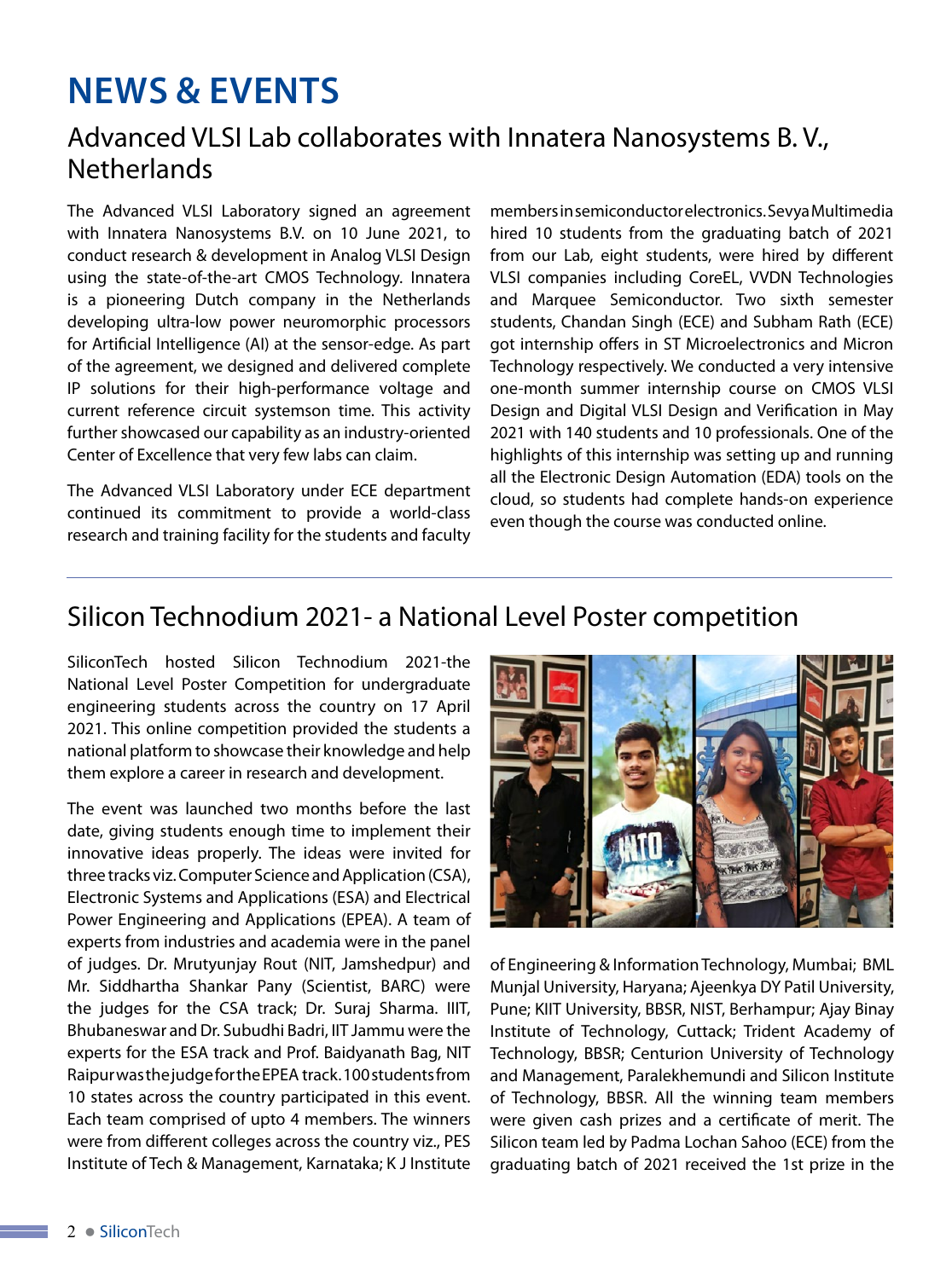# NEWS & EVENTS

## Advanced VLSI Lab collaborates with Innatera Nanosystems B. V., Netherlands

The Advanced VLSI Laboratory signed an agreement with Innatera Nanosystems B.V. on 10 June 2021, to conduct research & development in Analog VLSI Design using the state-of-the-art CMOS Technology. Innatera is a pioneering Dutch company in the Netherlands developing ultra-low power neuromorphic processors for Artificial Intelligence (AI) at the sensor-edge. As part of the agreement, we designed and delivered complete IP solutions for their high-performance voltage and current reference circuit systemson time. This activity further showcased our capability as an industry-oriented Center of Excellence that very few labs can claim.

The Advanced VLSI Laboratory under ECE department continued its commitment to provide a world-class research and training facility for the students and faculty members in semiconductor electronics. Sevya Multimedia hired 10 students from the graduating batch of 2021 from our Lab, eight students, were hired by different VLSI companies including CoreEL, VVDN Technologies and Marquee Semiconductor. Two sixth semester students, Chandan Singh (ECE) and Subham Rath (ECE) got internship offers in ST Microelectronics and Micron Technology respectively. We conducted a very intensive one-month summer internship course on CMOS VLSI Design and Digital VLSI Design and Verification in May 2021 with 140 students and 10 professionals. One of the highlights of this internship was setting up and running all the Electronic Design Automation (EDA) tools on the cloud, so students had complete hands-on experience even though the course was conducted online.

## Silicon Technodium 2021- a National Level Poster competition

SiliconTech hosted Silicon Technodium 2021-the National Level Poster Competition for undergraduate engineering students across the country on 17 April 2021. This online competition provided the students a national platform to showcase their knowledge and help them explore a career in research and development.

The event was launched two months before the last date, giving students enough time to implement their innovative ideas properly. The ideas were invited for three tracks viz. Computer Science and Application (CSA), Electronic Systems and Applications (ESA) and Electrical Power Engineering and Applications (EPEA). A team of experts from industries and academia were in the panel of judges. Dr. Mrutyunjay Rout (NIT, Jamshedpur) and Mr. Siddhartha Shankar Pany (Scientist, BARC) were the judges for the CSA track; Dr. Suraj Sharma. IIIT, Bhubaneswar and Dr. Subudhi Badri, IIT Jammu were the experts for the ESA track and Prof. Baidyanath Bag, NIT Raipur was the judge for the EPEA track. 100 students from 10 states across the country participated in this event. Each team comprised of upto 4 members. The winners were from different colleges across the country viz., PES Institute of Tech & Management, Karnataka; K J Institute of Engineering & Information Technology, Mumbai; BML Munjal University, Haryana; Ajeenkya DY Patil University, Pune; KIIT University, BBSR, NIST, Berhampur; Ajay Binay Institute of Technology, Cuttack; Trident Academy of Technology, BBSR; Centurion University of Technology and Management, Paralekhemundi and Silicon Institute of Technology, BBSR. All the winning team members were given cash prizes and a certificate of merit. The Silicon team led by Padma Lochan Sahoo (ECE) from the graduating batch of 2021 received the 1st prize in the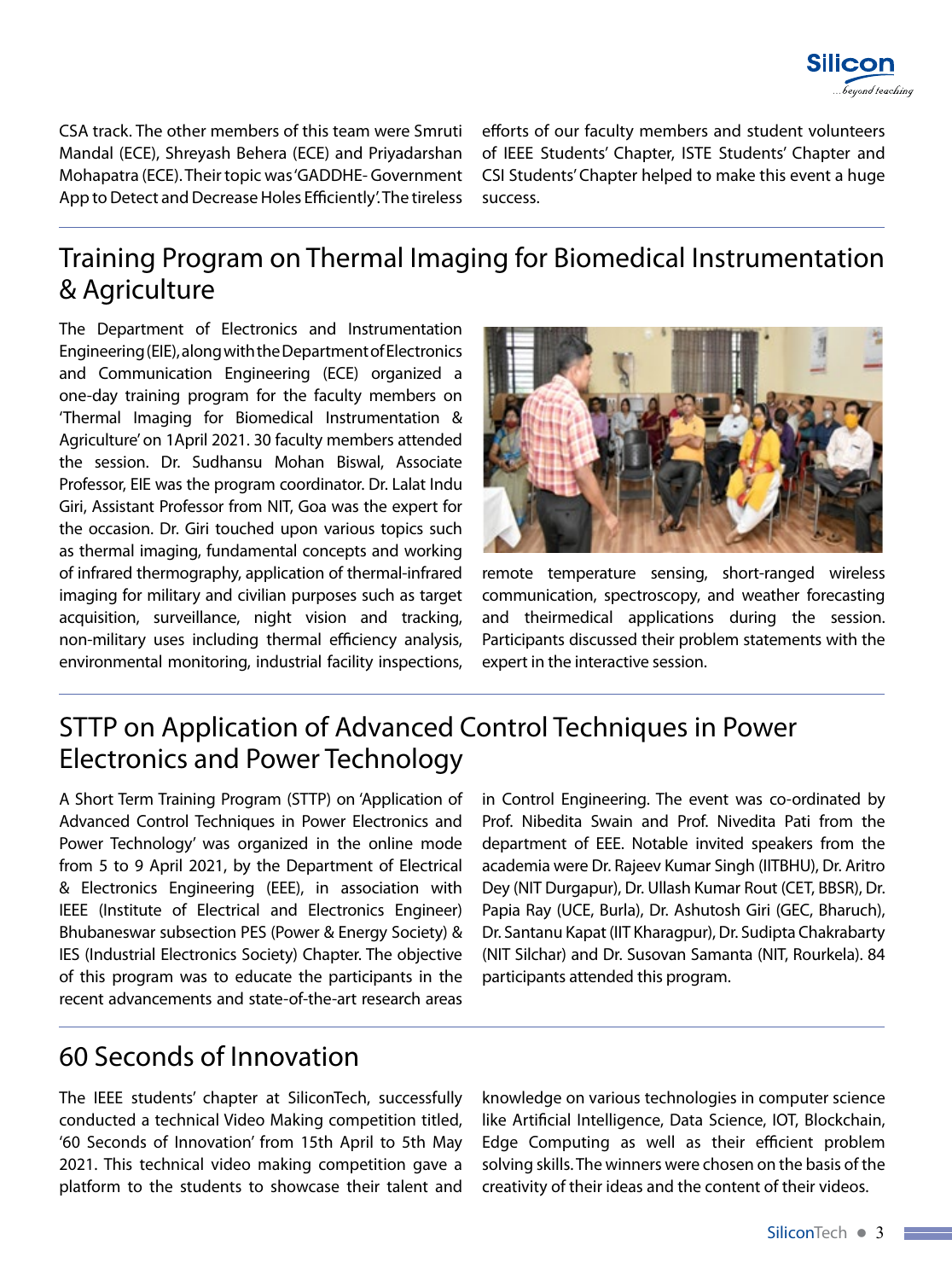CSA track. The other members of this team were Smruti Mandal (ECE), Shreyash Behera (ECE) and Priyadarshan Mohapatra (ECE). Their topic was 'GADDHE- Government App to Detect and Decrease Holes Efficiently'. The tireless efforts of our faculty members and student volunteers of IEEE Students' Chapter, ISTE Students' Chapter and CSI Students' Chapter helped to make this event a huge success.

## Training Program on Thermal Imaging for Biomedical Instrumentation & Agriculture

The Department of Electronics and Instrumentation Engineering (EIE), along with the Department of Electronics and Communication Engineering (ECE) organized a one-day training program for the faculty members on 'Thermal Imaging for Biomedical Instrumentation & Agriculture' on 1April 2021. 30 faculty members attended the session. Dr. Sudhansu Mohan Biswal, Associate Professor, EIE was the program coordinator. Dr. Lalat Indu Giri, Assistant Professor from NIT, Goa was the expert for the occasion. Dr. Giri touched upon various topics such as thermal imaging, fundamental concepts and working of infrared thermography, application of thermal-infrared imaging for military and civilian purposes such as target acquisition, surveillance, night vision and tracking, non-military uses including thermal efficiency analysis, environmental monitoring, industrial facility inspections, remote temperature sensing, short-ranged wireless communication, spectroscopy, and weather forecasting and theirmedical applications during the session. Participants discussed their problem statements with the expert in the interactive session.

## STTP on Application of Advanced Control Techniques in Power Electronics and Power Technology

A Short Term Training Program (STTP) on 'Application of Advanced Control Techniques in Power Electronics and Power Technology' was organized in the online mode from 5 to 9 April 2021, by the Department of Electrical & Electronics Engineering (EEE), in association with IEEE (Institute of Electrical and Electronics Engineer) Bhubaneswar subsection PES (Power & Energy Society) & IES (Industrial Electronics Society) Chapter. The objective of this program was to educate the participants in the recent advancements and state-of-the-art research areas in Control Engineering. The event was co-ordinated by Prof. Nibedita Swain and Prof. Nivedita Pati from the department of EEE. Notable invited speakers from the academia were Dr. Rajeev Kumar Singh (IITBHU), Dr. Aritro Dey (NIT Durgapur), Dr. Ullash Kumar Rout (CET, BBSR), Dr. Papia Ray (UCE, Burla), Dr. Ashutosh Giri (GEC, Bharuch), Dr. Santanu Kapat (IIT Kharagpur), Dr. Sudipta Chakrabarty (NIT Silchar) and Dr. Susovan Samanta (NIT, Rourkela). 84 participants attended this program.

## 60 Seconds of Innovation

The IEEE students' chapter at SiliconTech, successfully conducted a technical Video Making competition titled, '60 Seconds of Innovation' from 15th April to 5th May 2021. This technical video making competition gave a platform to the students to showcase their talent and knowledge on various technologies in computer science like Artificial Intelligence, Data Science, IOT, Blockchain, Edge Computing as well as their efficient problem solving skills. The winners were chosen on the basis of the creativity of their ideas and the content of their videos.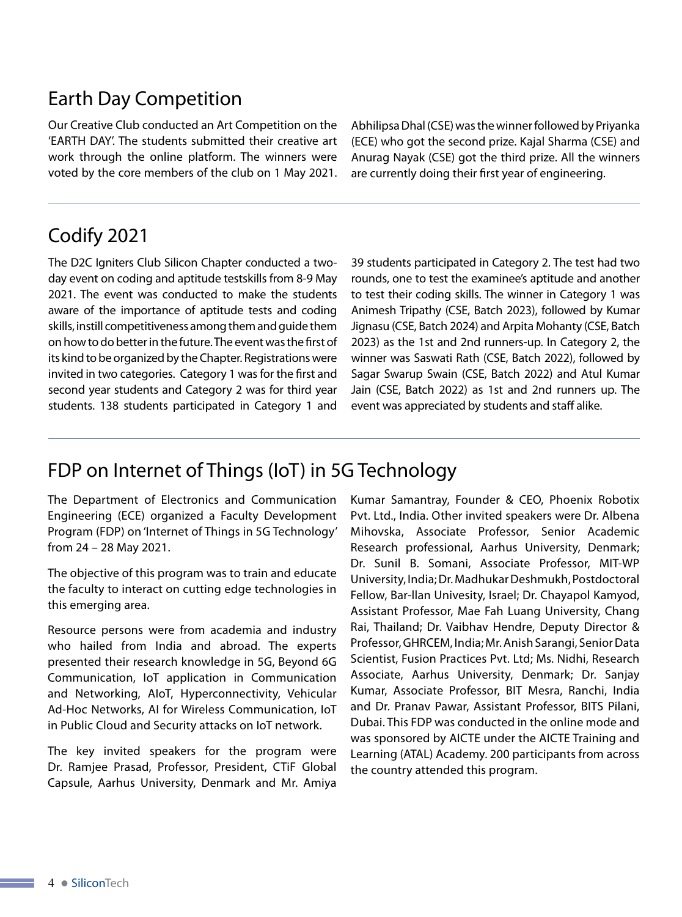## Earth Day Competition

Our Creative Club conducted an Art Competition on the 'EARTH DAY'. The students submitted their creative art work through the online platform. The winners were voted by the core members of the club on 1 May 2021. Abhilipsa Dhal (CSE) was the winner followed by Priyanka (ECE) who got the second prize. Kajal Sharma (CSE) and Anurag Nayak (CSE) got the third prize. All the winners are currently doing their first year of engineering.

## Codify 2021

The D2C Igniters Club Silicon Chapter conducted a two-day event on coding and aptitude testskills from 8-9 May 2021. The event was conducted to make the students aware of the importance of aptitude tests and coding skills, instill competitiveness among them and guide them on how to do better in the future. The event was the first of its kind to be organized by the Chapter. Registrations were invited in two categories. Category 1 was for the first and second year students and Category 2 was for third year students. 138 students participated in Category 1 and 39 students participated in Category 2. The test had two rounds, one to test the examinee's aptitude and another to test their coding skills. The winner in Category 1 was Animesh Tripathy (CSE, Batch 2023), followed by Kumar Jignasu (CSE, Batch 2024) and Arpita Mohanty (CSE, Batch 2023) as the 1st and 2nd runners-up. In Category 2, the winner was Saswati Rath (CSE, Batch 2022), followed by Sagar Swarup Swain (CSE, Batch 2022) and Atul Kumar Jain (CSE, Batch 2022) as 1st and 2nd runners up. The event was appreciated by students and staff alike.

## FDP on Internet of Things (IoT) in 5G Technology

The Department of Electronics and Communication Engineering (ECE) organized a Faculty Development Program (FDP) on 'Internet of Things in 5G Technology' from 24 – 28 May 2021.

The objective of this program was to train and educate the faculty to interact on cutting edge technologies in this emerging area.

Resource persons were from academia and industry who hailed from India and abroad. The experts presented their research knowledge in 5G, Beyond 6G Communication, IoT application in Communication and Networking, AIoT, Hyperconnectivity, Vehicular Ad-Hoc Networks, AI for Wireless Communication, IoT in Public Cloud and Security attacks on IoT network.

The key invited speakers for the program were Dr. Ramjee Prasad, Professor, President, CTiF Global Capsule, Aarhus University, Denmark and Mr. Amiya Kumar Samantray, Founder & CEO, Phoenix Robotix Pvt. Ltd., India. Other invited speakers were Dr. Albena Mihovska, Associate Professor, Senior Academic Research professional, Aarhus University, Denmark; Dr. Sunil B. Somani, Associate Professor, MIT-WP University, India; Dr. Madhukar Deshmukh, Postdoctoral Fellow, Bar-llan Univesity, Israel; Dr. Chayapol Kamyod, Assistant Professor, Mae Fah Luang University, Chang Rai, Thailand; Dr. Vaibhav Hendre, Deputy Director & Professor, GHRCEM, India; Mr. Anish Sarangi, Senior Data Scientist, Fusion Practices Pvt. Ltd; Ms. Nidhi, Research Associate, Aarhus University, Denmark; Dr. Sanjay Kumar, Associate Professor, BIT Mesra, Ranchi, India and Dr. Pranav Pawar, Assistant Professor, BITS Pilani, Dubai. This FDP was conducted in the online mode and was sponsored by AICTE under the AICTE Training and Learning (ATAL) Academy. 200 participants from across the country attended this program.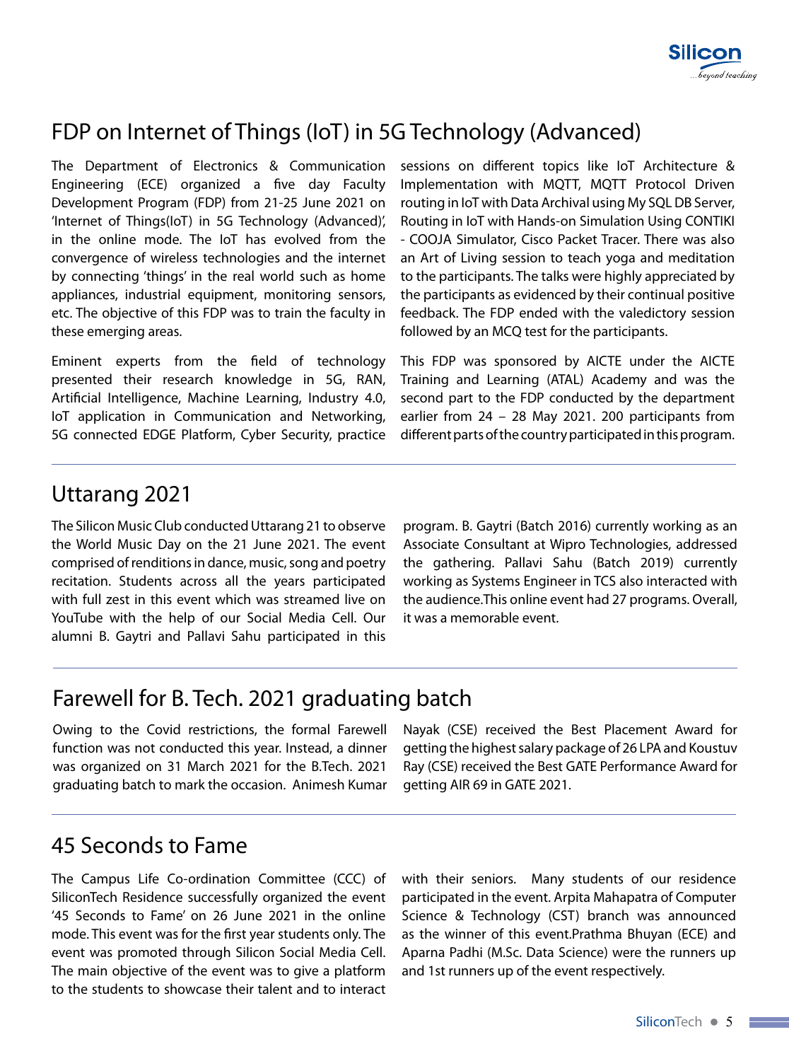## FDP on Internet of Things (IoT) in 5G Technology (Advanced)

The Department of Electronics & Communication Engineering (ECE) organized a five day Faculty Development Program (FDP) from 21-25 June 2021 on 'Internet of Things(IoT) in 5G Technology (Advanced)', in the online mode. The IoT has evolved from the convergence of wireless technologies and the internet by connecting 'things' in the real world such as home appliances, industrial equipment, monitoring sensors, etc. The objective of this FDP was to train the faculty in these emerging areas.

Eminent experts from the field of technology presented their research knowledge in 5G, RAN, Artificial Intelligence, Machine Learning, Industry 4.0, IoT application in Communication and Networking, 5G connected EDGE Platform, Cyber Security, practice sessions on different topics like IoT Architecture & Implementation with MQTT, MQTT Protocol Driven routing in IoT with Data Archival using My SQL DB Server, Routing in IoT with Hands-on Simulation Using CONTIKI - COOJA Simulator, Cisco Packet Tracer. There was also an Art of Living session to teach yoga and meditation to the participants. The talks were highly appreciated by the participants as evidenced by their continual positive feedback. The FDP ended with the valedictory session followed by an MCQ test for the participants.

This FDP was sponsored by AICTE under the AICTE Training and Learning (ATAL) Academy and was the second part to the FDP conducted by the department earlier from 24 – 28 May 2021. 200 participants from different parts of the country participated in this program.

## Uttarang 2021

The Silicon Music Club conducted Uttarang 21 to observe the World Music Day on the 21 June 2021. The event comprised of renditions in dance, music, song and poetry recitation. Students across all the years participated with full zest in this event which was streamed live on YouTube with the help of our Social Media Cell. Our alumni B. Gaytri and Pallavi Sahu participated in this program. B. Gaytri (Batch 2016) currently working as an Associate Consultant at Wipro Technologies, addressed the gathering. Pallavi Sahu (Batch 2019) currently working as Systems Engineer in TCS also interacted with the audience.This online event had 27 programs. Overall, it was a memorable event.

## Farewell for B. Tech. 2021 graduating batch

Owing to the Covid restrictions, the formal Farewell function was not conducted this year. Instead, a dinner was organized on 31 March 2021 for the B.Tech. 2021 graduating batch to mark the occasion. Animesh Kumar Nayak (CSE) received the Best Placement Award for getting the highest salary package of 26 LPA and Koustuv Ray (CSE) received the Best GATE Performance Award for getting AIR 69 in GATE 2021.

## 45 Seconds to Fame

The Campus Life Co-ordination Committee (CCC) of SiliconTech Residence successfully organized the event '45 Seconds to Fame' on 26 June 2021 in the online mode. This event was for the first year students only. The event was promoted through Silicon Social Media Cell. The main objective of the event was to give a platform to the students to showcase their talent and to interact with their seniors. Many students of our residence participated in the event. Arpita Mahapatra of Computer Science & Technology (CST) branch was announced as the winner of this event.Prathma Bhuyan (ECE) and Aparna Padhi (M.Sc. Data Science) were the runners up and 1st runners up of the event respectively.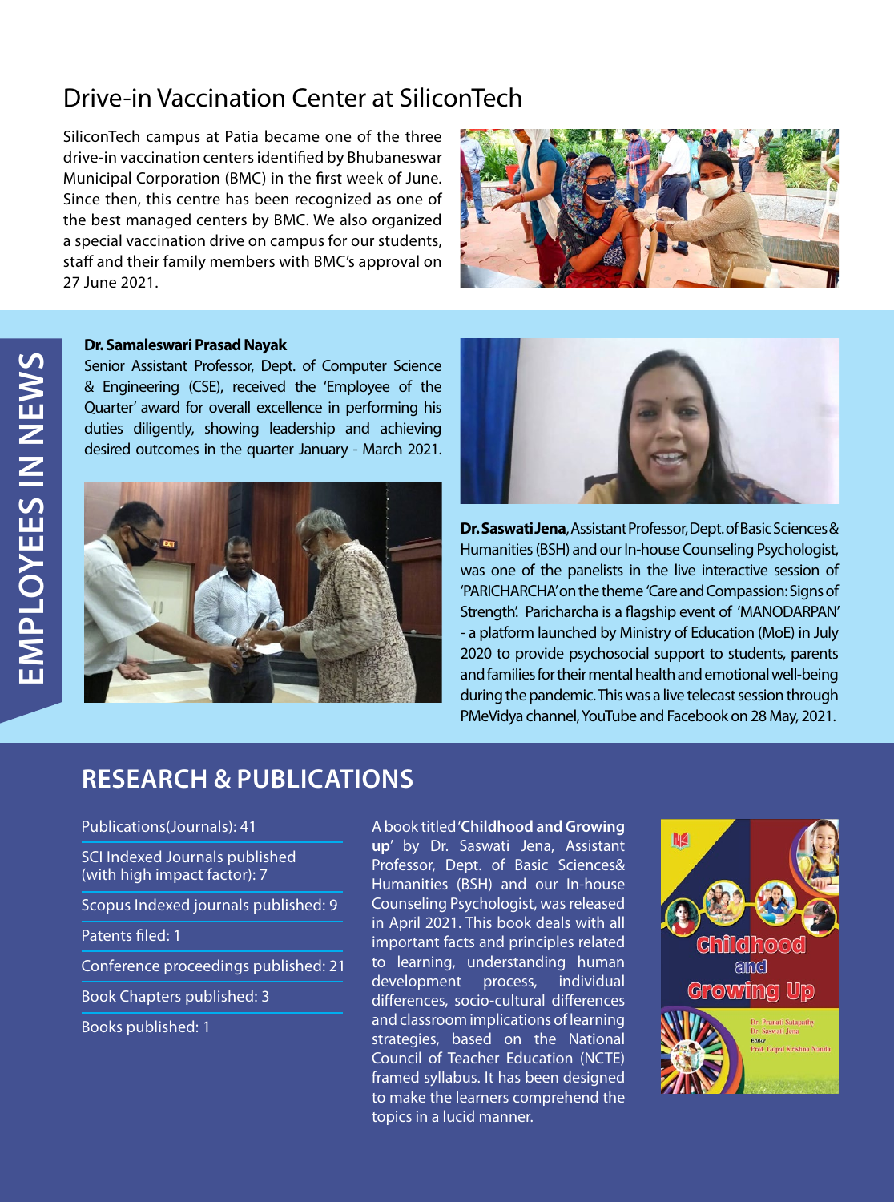## Drive-in Vaccination Center at SiliconTech

SiliconTech campus at Patia became one of the three drive-in vaccination centers identified by Bhubaneswar Municipal Corporation (BMC) in the first week of June. Since then, this centre has been recognized as one of the best managed centers by BMC. We also organized a special vaccination drive on campus for our students, staff and their family members with BMC's approval on 27 June 2021.

## EMPLOYEES IN NEWS

**Dr. Samaleswari Prasad Nayak**

Senior Assistant Professor, Dept. of Computer Science & Engineering (CSE), received the 'Employee of the Quarter' award for overall excellence in performing his duties diligently, showing leadership and achieving desired outcomes in the quarter January - March 2021.

**Dr. Saswati Jena**, Assistant Professor, Dept. of Basic Sciences & Humanities (BSH) and our In-house Counseling Psychologist, was one of the panelists in the live interactive session of 'PARICHARCHA' on the theme 'Care and Compassion: Signs of Strength'. Paricharcha is a flagship event of 'MANODARPAN' - a platform launched by Ministry of Education (MoE) in July 2020 to provide psychosocial support to students, parents and families for their mental health and emotional well-being during the pandemic. This was a live telecast session through PMeVidya channel, YouTube and Facebook on 28 May, 2021.

## RESEARCH & PUBLICATIONS

- Publications(Journals): 41
- SCI Indexed Journals published (with high impact factor): 7
- Scopus Indexed journals published: 9
- Patents filed: 1
- Conference proceedings published: 21
- Book Chapters published: 3
- Books published: 1

A book titled '**Childhood and Growing up**' by Dr. Saswati Jena, Assistant Professor, Dept. of Basic Sciences& Humanities (BSH) and our In-house Counseling Psychologist, was released in April 2021. This book deals with all important facts and principles related to learning, understanding human development process, individual differences, socio-cultural differences and classroom implications of learning strategies, based on the National Council of Teacher Education (NCTE) framed syllabus. It has been designed to make the learners comprehend the topics in a lucid manner.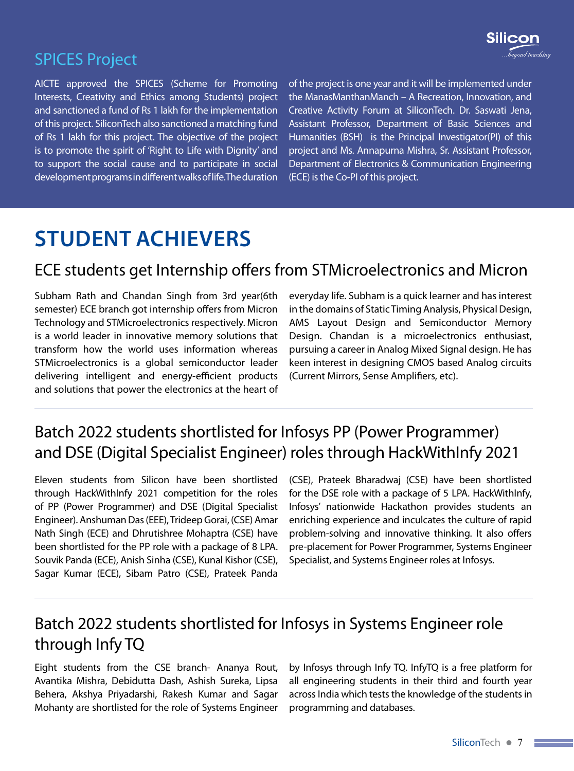## SPICES Project

AICTE approved the SPICES (Scheme for Promoting Interests, Creativity and Ethics among Students) project and sanctioned a fund of Rs 1 lakh for the implementation of this project. SiliconTech also sanctioned a matching fund of Rs 1 lakh for this project. The objective of the project is to promote the spirit of 'Right to Life with Dignity' and to support the social cause and to participate in social development programs in different walks of life. The duration of the project is one year and it will be implemented under the ManasManthanManch – A Recreation, Innovation, and Creative Activity Forum at SiliconTech. Dr. Saswati Jena, Assistant Professor, Department of Basic Sciences and Humanities (BSH) is the Principal Investigator(PI) of this project and Ms. Annapurna Mishra, Sr. Assistant Professor, Department of Electronics & Communication Engineering (ECE) is the Co-PI of this project.

# STUDENT ACHIEVERS

## ECE students get Internship offers from STMicroelectronics and Micron

Subham Rath and Chandan Singh from 3rd year(6th semester) ECE branch got internship offers from Micron Technology and STMicroelectronics respectively. Micron is a world leader in innovative memory solutions that transform how the world uses information whereas STMicroelectronics is a global semiconductor leader delivering intelligent and energy-efficient products and solutions that power the electronics at the heart of everyday life. Subham is a quick learner and has interest in the domains of Static Timing Analysis, Physical Design, AMS Layout Design and Semiconductor Memory Design. Chandan is a microelectronics enthusiast, pursuing a career in Analog Mixed Signal design. He has keen interest in designing CMOS based Analog circuits (Current Mirrors, Sense Amplifiers, etc).

---

## Batch 2022 students shortlisted for Infosys PP (Power Programmer) and DSE (Digital Specialist Engineer) roles through HackWithInfy 2021

Eleven students from Silicon have been shortlisted through HackWithInfy 2021 competition for the roles of PP (Power Programmer) and DSE (Digital Specialist Engineer). Anshuman Das (EEE), Trideep Gorai, (CSE) Amar Nath Singh (ECE) and Dhrutishree Mohaptra (CSE) have been shortlisted for the PP role with a package of 8 LPA. Souvik Panda (ECE), Anish Sinha (CSE), Kunal Kishor (CSE), Sagar Kumar (ECE), Sibam Patro (CSE), Prateek Panda (CSE), Prateek Bharadwaj (CSE) have been shortlisted for the DSE role with a package of 5 LPA. HackWithInfy, Infosys' nationwide Hackathon provides students an enriching experience and inculcates the culture of rapid problem-solving and innovative thinking. It also offers pre-placement for Power Programmer, Systems Engineer Specialist, and Systems Engineer roles at Infosys.

---

## Batch 2022 students shortlisted for Infosys in Systems Engineer role through Infy TQ

Eight students from the CSE branch- Ananya Rout, Avantika Mishra, Debidutta Dash, Ashish Sureka, Lipsa Behera, Akshya Priyadarshi, Rakesh Kumar and Sagar Mohanty are shortlisted for the role of Systems Engineer by Infosys through Infy TQ. InfyTQ is a free platform for all engineering students in their third and fourth year across India which tests the knowledge of the students in programming and databases.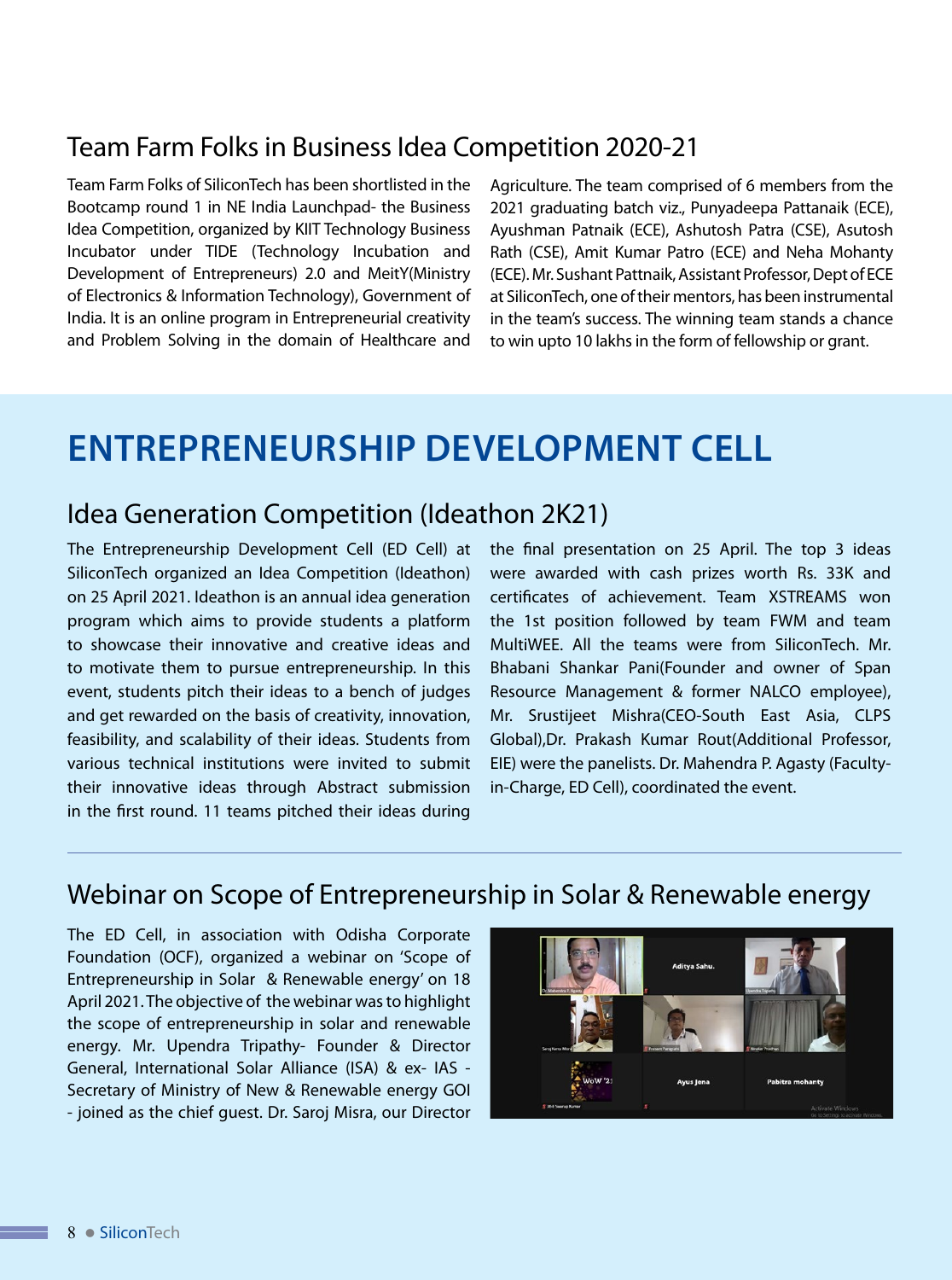## Team Farm Folks in Business Idea Competition 2020-21

Team Farm Folks of SiliconTech has been shortlisted in the Bootcamp round 1 in NE India Launchpad- the Business Idea Competition, organized by KIIT Technology Business Incubator under TIDE (Technology Incubation and Development of Entrepreneurs) 2.0 and MeitY(Ministry of Electronics & Information Technology), Government of India. It is an online program in Entrepreneurial creativity and Problem Solving in the domain of Healthcare and Agriculture. The team comprised of 6 members from the 2021 graduating batch viz., Punyadeepa Pattanaik (ECE), Ayushman Patnaik (ECE), Ashutosh Patra (CSE), Asutosh Rath (CSE), Amit Kumar Patro (ECE) and Neha Mohanty (ECE). Mr. Sushant Pattnaik, Assistant Professor, Dept of ECE at SiliconTech, one of their mentors, has been instrumental in the team's success. The winning team stands a chance to win upto 10 lakhs in the form of fellowship or grant.

# ENTREPRENEURSHIP DEVELOPMENT CELL

## Idea Generation Competition (Ideathon 2K21)

The Entrepreneurship Development Cell (ED Cell) at SiliconTech organized an Idea Competition (Ideathon) on 25 April 2021. Ideathon is an annual idea generation program which aims to provide students a platform to showcase their innovative and creative ideas and to motivate them to pursue entrepreneurship. In this event, students pitch their ideas to a bench of judges and get rewarded on the basis of creativity, innovation, feasibility, and scalability of their ideas. Students from various technical institutions were invited to submit their innovative ideas through Abstract submission in the first round. 11 teams pitched their ideas during the final presentation on 25 April. The top 3 ideas were awarded with cash prizes worth Rs. 33K and certificates of achievement. Team XSTREAMS won the 1st position followed by team FWM and team MultiWEE. All the teams were from SiliconTech. Mr. Bhabani Shankar Pani(Founder and owner of Span Resource Management & former NALCO employee), Mr. Srustijeet Mishra(CEO-South East Asia, CLPS Global),Dr. Prakash Kumar Rout(Additional Professor, EIE) were the panelists. Dr. Mahendra P. Agasty (Faculty-in-Charge, ED Cell), coordinated the event.

## Webinar on Scope of Entrepreneurship in Solar & Renewable energy

The ED Cell, in association with Odisha Corporate Foundation (OCF), organized a webinar on 'Scope of Entrepreneurship in Solar & Renewable energy' on 18 April 2021. The objective of the webinar was to highlight the scope of entrepreneurship in solar and renewable energy. Mr. Upendra Tripathy- Founder & Director General, International Solar Alliance (ISA) & ex- IAS - Secretary of Ministry of New & Renewable energy GOI - joined as the chief guest. Dr. Saroj Misra, our Director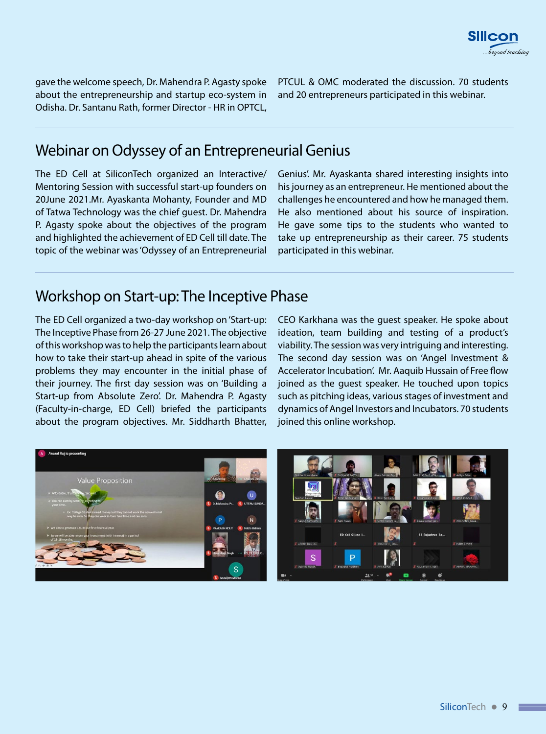gave the welcome speech, Dr. Mahendra P. Agasty spoke about the entrepreneurship and startup eco-system in Odisha. Dr. Santanu Rath, former Director - HR in OPTCL, PTCUL & OMC moderated the discussion. 70 students and 20 entrepreneurs participated in this webinar.

## Webinar on Odyssey of an Entrepreneurial Genius

The ED Cell at SiliconTech organized an Interactive/ Mentoring Session with successful start-up founders on 20June 2021.Mr. Ayaskanta Mohanty, Founder and MD of Tatwa Technology was the chief guest. Dr. Mahendra P. Agasty spoke about the objectives of the program and highlighted the achievement of ED Cell till date. The topic of the webinar was 'Odyssey of an Entrepreneurial Genius'. Mr. Ayaskanta shared interesting insights into his journey as an entrepreneur. He mentioned about the challenges he encountered and how he managed them. He also mentioned about his source of inspiration. He gave some tips to the students who wanted to take up entrepreneurship as their career. 75 students participated in this webinar.

## Workshop on Start-up: The Inceptive Phase

The ED Cell organized a two-day workshop on 'Start-up: The Inceptive Phase from 26-27 June 2021. The objective of this workshop was to help the participants learn about how to take their start-up ahead in spite of the various problems they may encounter in the initial phase of their journey. The first day session was on 'Building a Start-up from Absolute Zero'. Dr. Mahendra P. Agasty (Faculty-in-charge, ED Cell) briefed the participants about the program objectives. Mr. Siddharth Bhatter, CEO Karkhana was the guest speaker. He spoke about ideation, team building and testing of a product's viability. The session was very intriguing and interesting. The second day session was on 'Angel Investment & Accelerator Incubation'. Mr. Aaquib Hussain of Free flow joined as the guest speaker. He touched upon topics such as pitching ideas, various stages of investment and dynamics of Angel Investors and Incubators. 70 students joined this online workshop.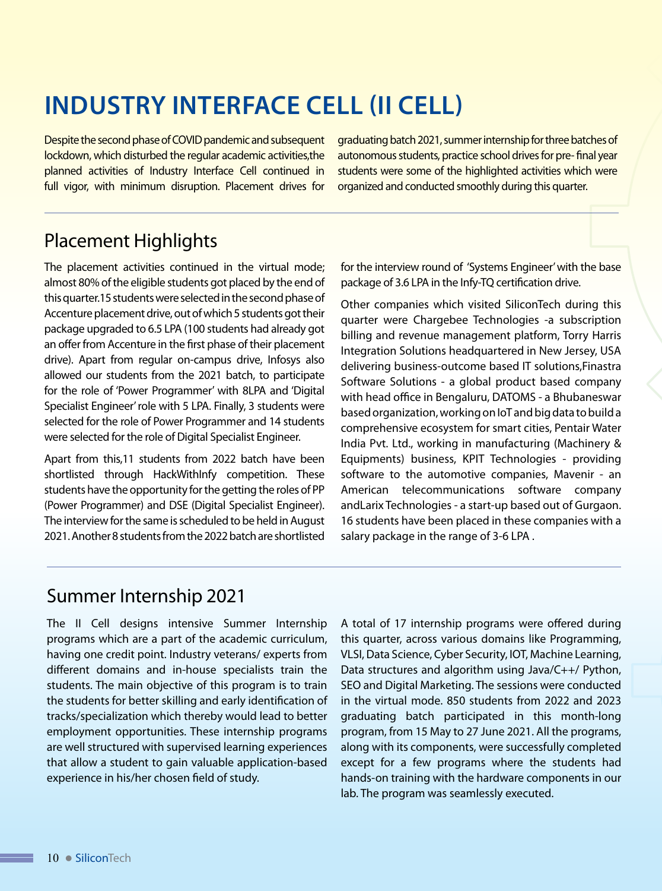# INDUSTRY INTERFACE CELL (II CELL)

Despite the second phase of COVID pandemic and subsequent lockdown, which disturbed the regular academic activities,the planned activities of Industry Interface Cell continued in full vigor, with minimum disruption. Placement drives for graduating batch 2021, summer internship for three batches of autonomous students, practice school drives for pre- final year students were some of the highlighted activities which were organized and conducted smoothly during this quarter.

## Placement Highlights

The placement activities continued in the virtual mode; almost 80% of the eligible students got placed by the end of this quarter.15 students were selected in the second phase of Accenture placement drive, out of which 5 students got their package upgraded to 6.5 LPA (100 students had already got an offer from Accenture in the first phase of their placement drive). Apart from regular on-campus drive, Infosys also allowed our students from the 2021 batch, to participate for the role of 'Power Programmer' with 8LPA and 'Digital Specialist Engineer' role with 5 LPA. Finally, 3 students were selected for the role of Power Programmer and 14 students were selected for the role of Digital Specialist Engineer.

Apart from this,11 students from 2022 batch have been shortlisted through HackWithInfy competition. These students have the opportunity for the getting the roles of PP (Power Programmer) and DSE (Digital Specialist Engineer). The interview for the same is scheduled to be held in August 2021. Another 8 students from the 2022 batch are shortlisted for the interview round of 'Systems Engineer' with the base package of 3.6 LPA in the Infy-TQ certification drive.

Other companies which visited SiliconTech during this quarter were Chargebee Technologies -a subscription billing and revenue management platform, Torry Harris Integration Solutions headquartered in New Jersey, USA delivering business-outcome based IT solutions,Finastra Software Solutions - a global product based company with head office in Bengaluru, DATOMS - a Bhubaneswar based organization, working on IoT and big data to build a comprehensive ecosystem for smart cities, Pentair Water India Pvt. Ltd., working in manufacturing (Machinery & Equipments) business, KPIT Technologies - providing software to the automotive companies, Mavenir - an American telecommunications software company andLarix Technologies - a start-up based out of Gurgaon. 16 students have been placed in these companies with a salary package in the range of 3-6 LPA .

## Summer Internship 2021

The II Cell designs intensive Summer Internship programs which are a part of the academic curriculum, having one credit point. Industry veterans/ experts from different domains and in-house specialists train the students. The main objective of this program is to train the students for better skilling and early identification of tracks/specialization which thereby would lead to better employment opportunities. These internship programs are well structured with supervised learning experiences that allow a student to gain valuable application-based experience in his/her chosen field of study.

A total of 17 internship programs were offered during this quarter, across various domains like Programming, VLSI, Data Science, Cyber Security, IOT, Machine Learning, Data structures and algorithm using Java/C++/ Python, SEO and Digital Marketing. The sessions were conducted in the virtual mode. 850 students from 2022 and 2023 graduating batch participated in this month-long program, from 15 May to 27 June 2021. All the programs, along with its components, were successfully completed except for a few programs where the students had hands-on training with the hardware components in our lab. The program was seamlessly executed.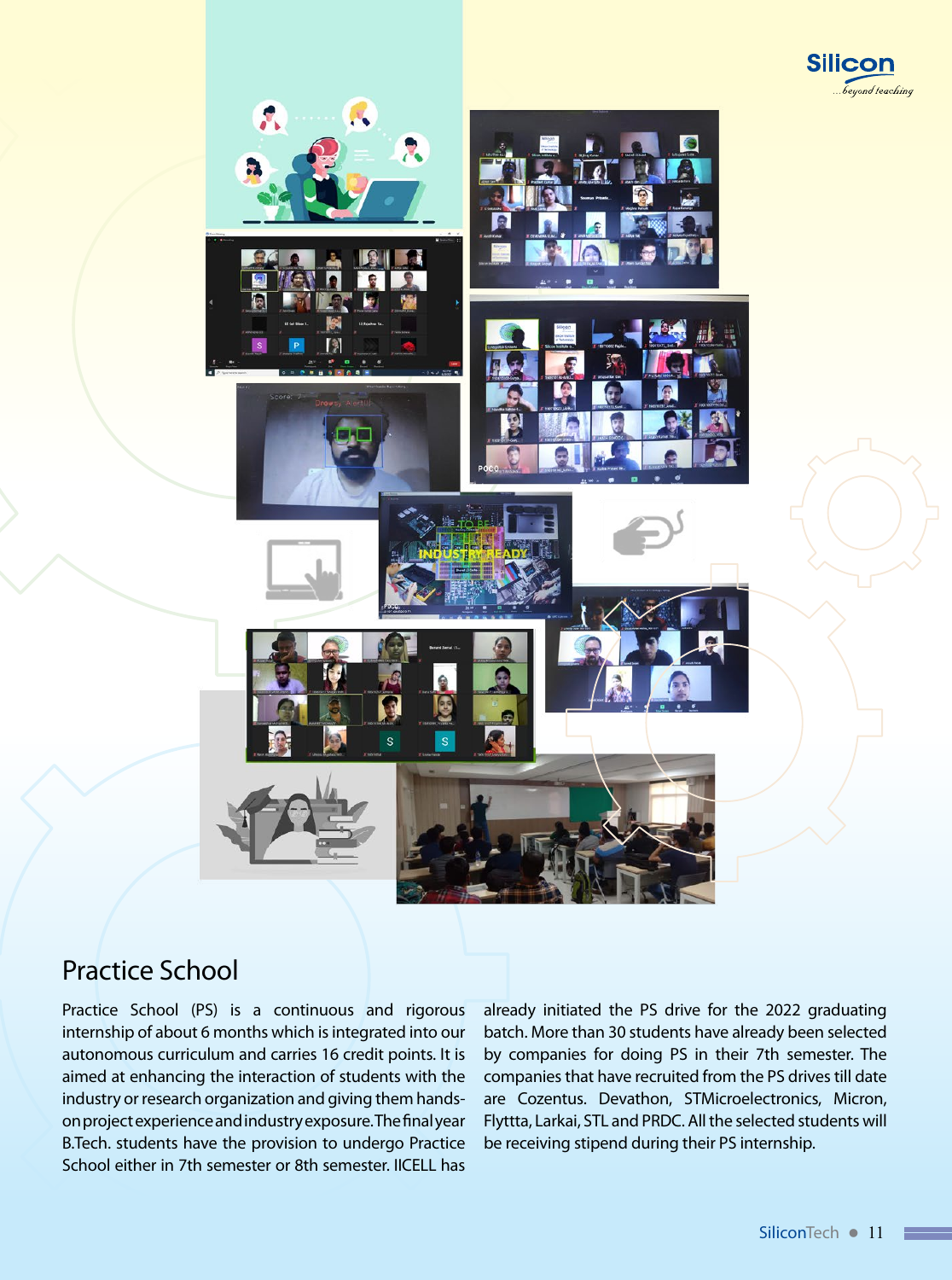## Practice School

Practice School (PS) is a continuous and rigorous internship of about 6 months which is integrated into our autonomous curriculum and carries 16 credit points. It is aimed at enhancing the interaction of students with the industry or research organization and giving them hands-on project experience and industry exposure. The final year B.Tech. students have the provision to undergo Practice School either in 7th semester or 8th semester. IICELL has already initiated the PS drive for the 2022 graduating batch. More than 30 students have already been selected by companies for doing PS in their 7th semester. The companies that have recruited from the PS drives till date are Cozentus. Devathon, STMicroelectronics, Micron, Flyttta, Larkai, STL and PRDC. All the selected students will be receiving stipend during their PS internship.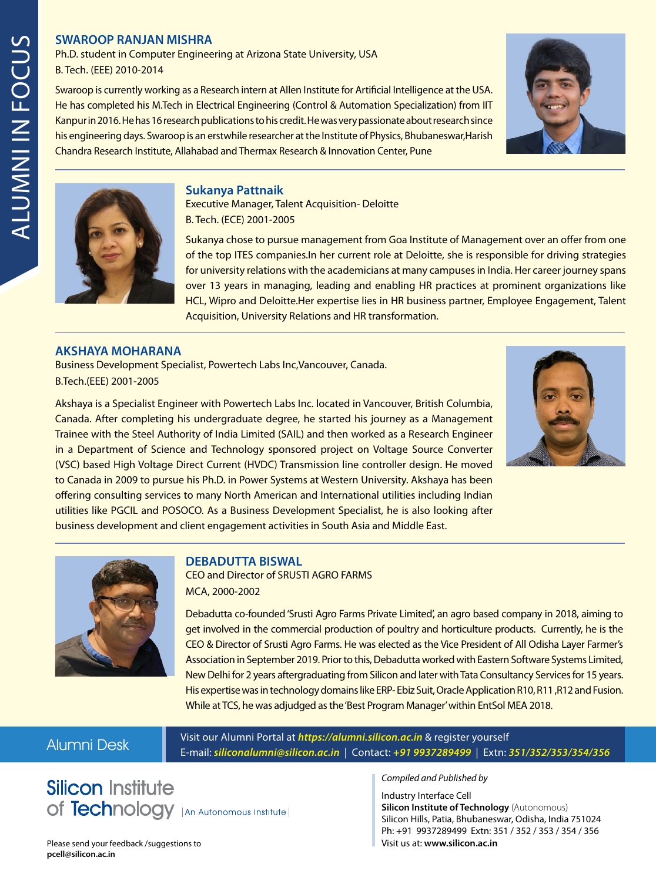# ALUMNI IN FOCUS

## SWAROOP RANJAN MISHRA

Ph.D. student in Computer Engineering at Arizona State University, USA

B. Tech. (EEE) 2010-2014

Swaroop is currently working as a Research intern at Allen Institute for Artificial Intelligence at the USA. He has completed his M.Tech in Electrical Engineering (Control & Automation Specialization) from IIT Kanpur in 2016. He has 16 research publications to his credit. He was very passionate about research since his engineering days. Swaroop is an erstwhile researcher at the Institute of Physics, Bhubaneswar, Harish Chandra Research Institute, Allahabad and Thermax Research & Innovation Center, Pune

## Sukanya Pattnaik

Executive Manager, Talent Acquisition- Deloitte

B. Tech. (ECE) 2001-2005

Sukanya chose to pursue management from Goa Institute of Management over an offer from one of the top ITES companies.In her current role at Deloitte, she is responsible for driving strategies for university relations with the academicians at many campuses in India. Her career journey spans over 13 years in managing, leading and enabling HR practices at prominent organizations like HCL, Wipro and Deloitte.Her expertise lies in HR business partner, Employee Engagement, Talent Acquisition, University Relations and HR transformation.

## AKSHAYA MOHARANA

Business Development Specialist, Powertech Labs Inc,Vancouver, Canada.

B.Tech.(EEE) 2001-2005

Akshaya is a Specialist Engineer with Powertech Labs Inc. located in Vancouver, British Columbia, Canada. After completing his undergraduate degree, he started his journey as a Management Trainee with the Steel Authority of India Limited (SAIL) and then worked as a Research Engineer in a Department of Science and Technology sponsored project on Voltage Source Converter (VSC) based High Voltage Direct Current (HVDC) Transmission line controller design. He moved to Canada in 2009 to pursue his Ph.D. in Power Systems at Western University. Akshaya has been offering consulting services to many North American and International utilities including Indian utilities like PGCIL and POSOCO. As a Business Development Specialist, he is also looking after business development and client engagement activities in South Asia and Middle East.

## DEBADUTTA BISWAL

CEO and Director of SRUSTI AGRO FARMS

MCA, 2000-2002

Debadutta co-founded 'Srusti Agro Farms Private Limited', an agro based company in 2018, aiming to get involved in the commercial production of poultry and horticulture products. Currently, he is the CEO & Director of Srusti Agro Farms. He was elected as the Vice President of All Odisha Layer Farmer's Association in September 2019. Prior to this, Debadutta worked with Eastern Software Systems Limited, New Delhi for 2 years aftergraduating from Silicon and later with Tata Consultancy Services for 15 years. His expertise was in technology domains like ERP- Ebiz Suit, Oracle Application R10, R11 ,R12 and Fusion. While at TCS, he was adjudged as the 'Best Program Manager' within EntSol MEA 2018.

---

**Alumni Desk**

Visit our Alumni Portal at ***https://alumni.silicon.ac.in*** & register yourself

E-mail: ***siliconalumni@silicon.ac.in*** | Contact: ***+91 9937289499*** | Extn: ***351/352/353/354/356***

Silicon Institute of Technology | An Autonomous Institute |

*Compiled and Published by*

Industry Interface Cell

**Silicon Institute of Technology** (Autonomous)

Silicon Hills, Patia, Bhubaneswar, Odisha, India 751024

Ph: +91 9937289499 Extn: 351 / 352 / 353 / 354 / 356

Visit us at: **www.silicon.ac.in**

Please send your feedback /suggestions to **pcell@silicon.ac.in**